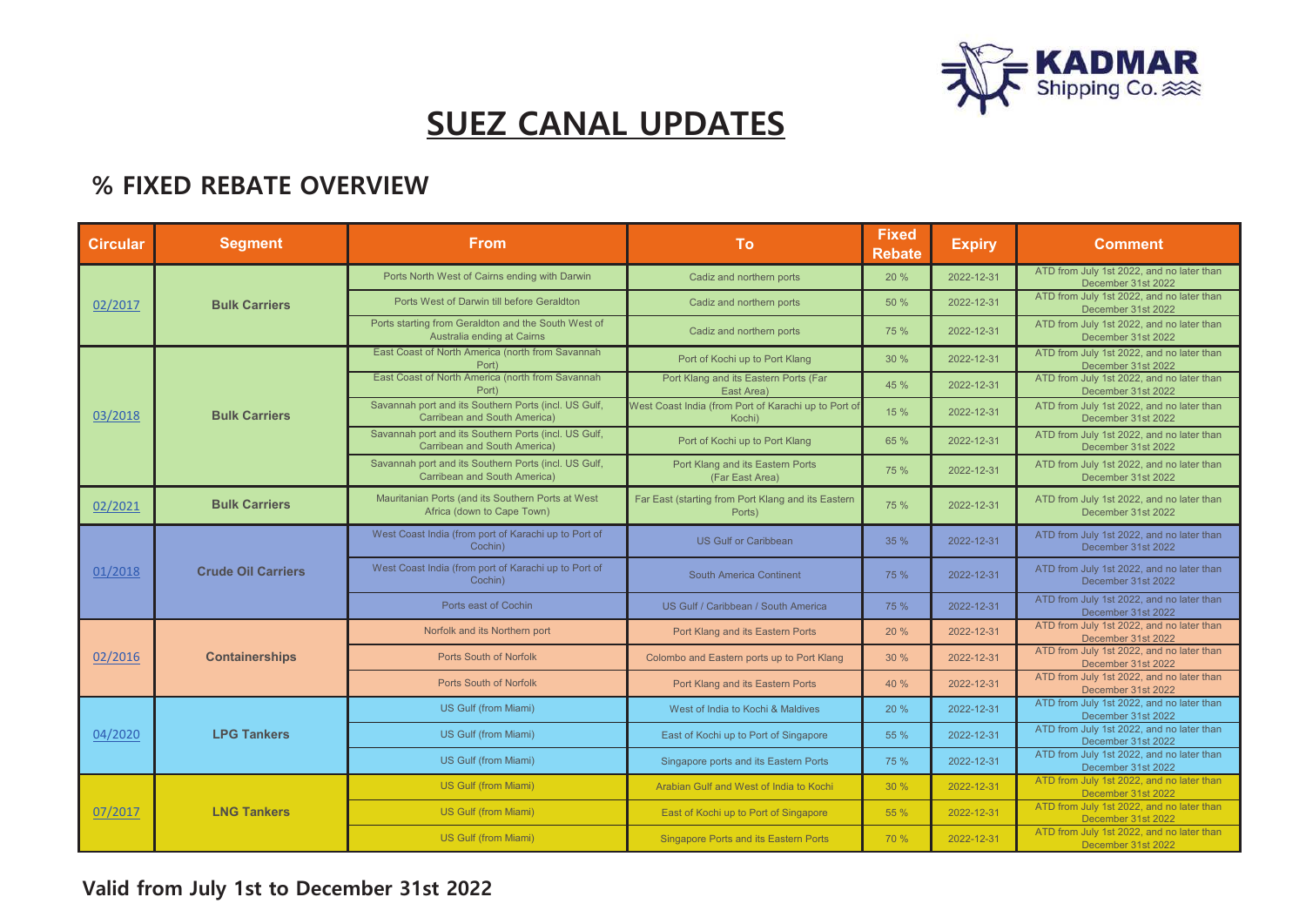KADMAR Shipping Co.

# SUEZ CANAL UPDATES

## % FIXED REBATE OVERVIEW

| Circular | Segment | From | To | Fixed Rebate | Expiry | Comment |
|---|---|---|---|---|---|---|
| 02/2017 | Bulk Carriers | Ports North West of Cairns ending with Darwin | Cadiz and northern ports | 20 % | 2022-12-31 | ATD from July 1st 2022, and no later than December 31st 2022 |
| | | Ports West of Darwin till before Geraldton | Cadiz and northern ports | 50 % | 2022-12-31 | ATD from July 1st 2022, and no later than December 31st 2022 |
| | | Ports starting from Geraldton and the South West of Australia ending at Cairns | Cadiz and northern ports | 75 % | 2022-12-31 | ATD from July 1st 2022, and no later than December 31st 2022 |
| 03/2018 | Bulk Carriers | East Coast of North America (north from Savannah Port) | Port of Kochi up to Port Klang | 30 % | 2022-12-31 | ATD from July 1st 2022, and no later than December 31st 2022 |
| | | East Coast of North America (north from Savannah Port) | Port Klang and its Eastern Ports (Far East Area) | 45 % | 2022-12-31 | ATD from July 1st 2022, and no later than December 31st 2022 |
| | | Savannah port and its Southern Ports (incl. US Gulf, Carribean and South America) | West Coast India (from Port of Karachi up to Port of Kochi) | 15 % | 2022-12-31 | ATD from July 1st 2022, and no later than December 31st 2022 |
| | | Savannah port and its Southern Ports (incl. US Gulf, Carribean and South America) | Port of Kochi up to Port Klang | 65 % | 2022-12-31 | ATD from July 1st 2022, and no later than December 31st 2022 |
| | | Savannah port and its Southern Ports (incl. US Gulf, Carribean and South America) | Port Klang and its Eastern Ports (Far East Area) | 75 % | 2022-12-31 | ATD from July 1st 2022, and no later than December 31st 2022 |
| 02/2021 | Bulk Carriers | Mauritanian Ports (and its Southern Ports at West Africa (down to Cape Town) | Far East (starting from Port Klang and its Eastern Ports) | 75 % | 2022-12-31 | ATD from July 1st 2022, and no later than December 31st 2022 |
| 01/2018 | Crude Oil Carriers | West Coast India (from port of Karachi up to Port of Cochin) | US Gulf or Caribbean | 35 % | 2022-12-31 | ATD from July 1st 2022, and no later than December 31st 2022 |
| | | West Coast India (from port of Karachi up to Port of Cochin) | South America Continent | 75 % | 2022-12-31 | ATD from July 1st 2022, and no later than December 31st 2022 |
| | | Ports east of Cochin | US Gulf / Caribbean / South America | 75 % | 2022-12-31 | ATD from July 1st 2022, and no later than December 31st 2022 |
| 02/2016 | Containerships | Norfolk and its Northern port | Port Klang and its Eastern Ports | 20 % | 2022-12-31 | ATD from July 1st 2022, and no later than December 31st 2022 |
| | | Ports South of Norfolk | Colombo and Eastern ports up to Port Klang | 30 % | 2022-12-31 | ATD from July 1st 2022, and no later than December 31st 2022 |
| | | Ports South of Norfolk | Port Klang and its Eastern Ports | 40 % | 2022-12-31 | ATD from July 1st 2022, and no later than December 31st 2022 |
| 04/2020 | LPG Tankers | US Gulf (from Miami) | West of India to Kochi & Maldives | 20 % | 2022-12-31 | ATD from July 1st 2022, and no later than December 31st 2022 |
| | | US Gulf (from Miami) | East of Kochi up to Port of Singapore | 55 % | 2022-12-31 | ATD from July 1st 2022, and no later than December 31st 2022 |
| | | US Gulf (from Miami) | Singapore ports and its Eastern Ports | 75 % | 2022-12-31 | ATD from July 1st 2022, and no later than December 31st 2022 |
| 07/2017 | LNG Tankers | US Gulf (from Miami) | Arabian Gulf and West of India to Kochi | 30 % | 2022-12-31 | ATD from July 1st 2022, and no later than December 31st 2022 |
| | | US Gulf (from Miami) | East of Kochi up to Port of Singapore | 55 % | 2022-12-31 | ATD from July 1st 2022, and no later than December 31st 2022 |
| | | US Gulf (from Miami) | Singapore Ports and its Eastern Ports | 70 % | 2022-12-31 | ATD from July 1st 2022, and no later than December 31st 2022 |

**Valid from July 1st to December 31st 2022**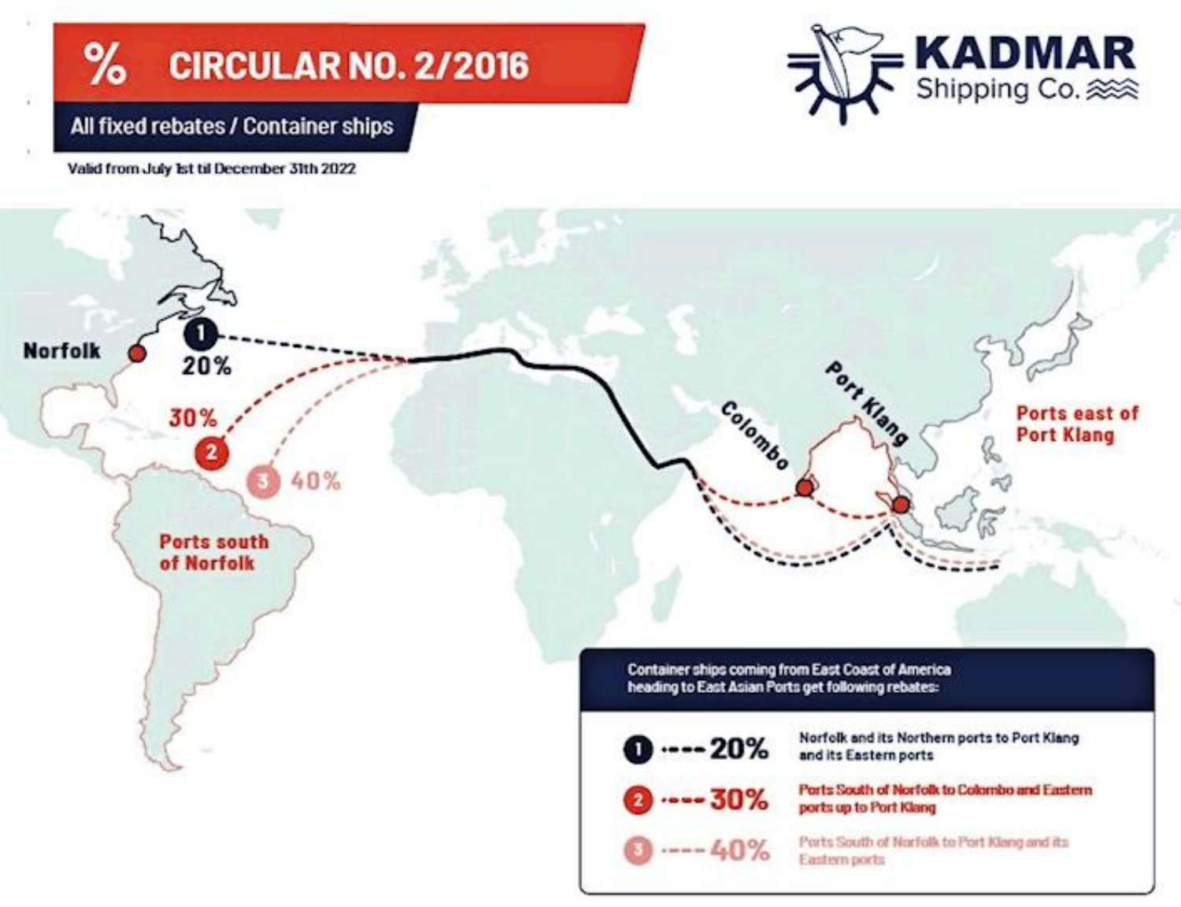# % CIRCULAR NO. 2/2016

## All fixed rebates / Container ships

Valid from July 1st til December 31th 2022

**KADMAR** Shipping Co.

Norfolk

① 20%

30% ②

③ 40%

Ports south of Norfolk

Colombo

Port Klang

Ports east of Port Klang

Container ships coming from East Coast of America heading to East Asian Ports get following rebates:

| | |
|---|---|
| ① ---- 20% | Norfolk and its Northern ports to Port Klang and its Eastern ports |
| ② ---- 30% | Ports South of Norfolk to Colombo and Eastern ports up to Port Klang |
| ③ ---- 40% | Ports South of Norfolk to Port Klang and its Eastern ports |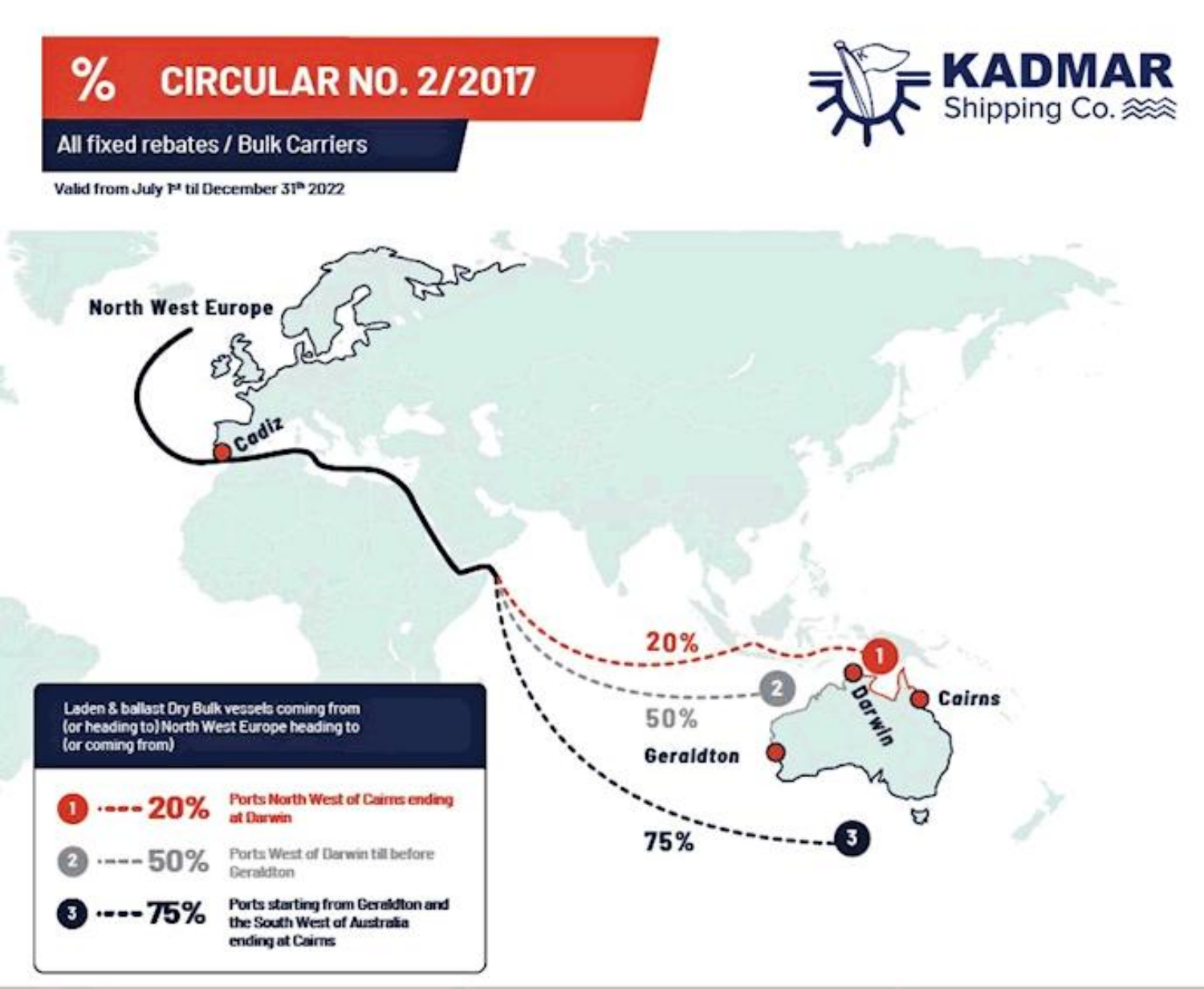# % CIRCULAR NO. 2/2017

## All fixed rebates / Bulk Carriers

**KADMAR** Shipping Co.

Valid from July 1st til December 31th 2022

North West Europe

Cadiz

20%

50%

75%

1

2

3

Darwin

Cairns

Geraldton

**Laden & ballast Dry Bulk vessels coming from (or heading to) North West Europe heading to (or coming from)**

- **1 ---- 20%** Ports North West of Cairns ending at Darwin
- **2 ---- 50%** Ports West of Darwin till before Geraldton
- **3 ---- 75%** Ports starting from Geraldton and the South West of Australia ending at Cairns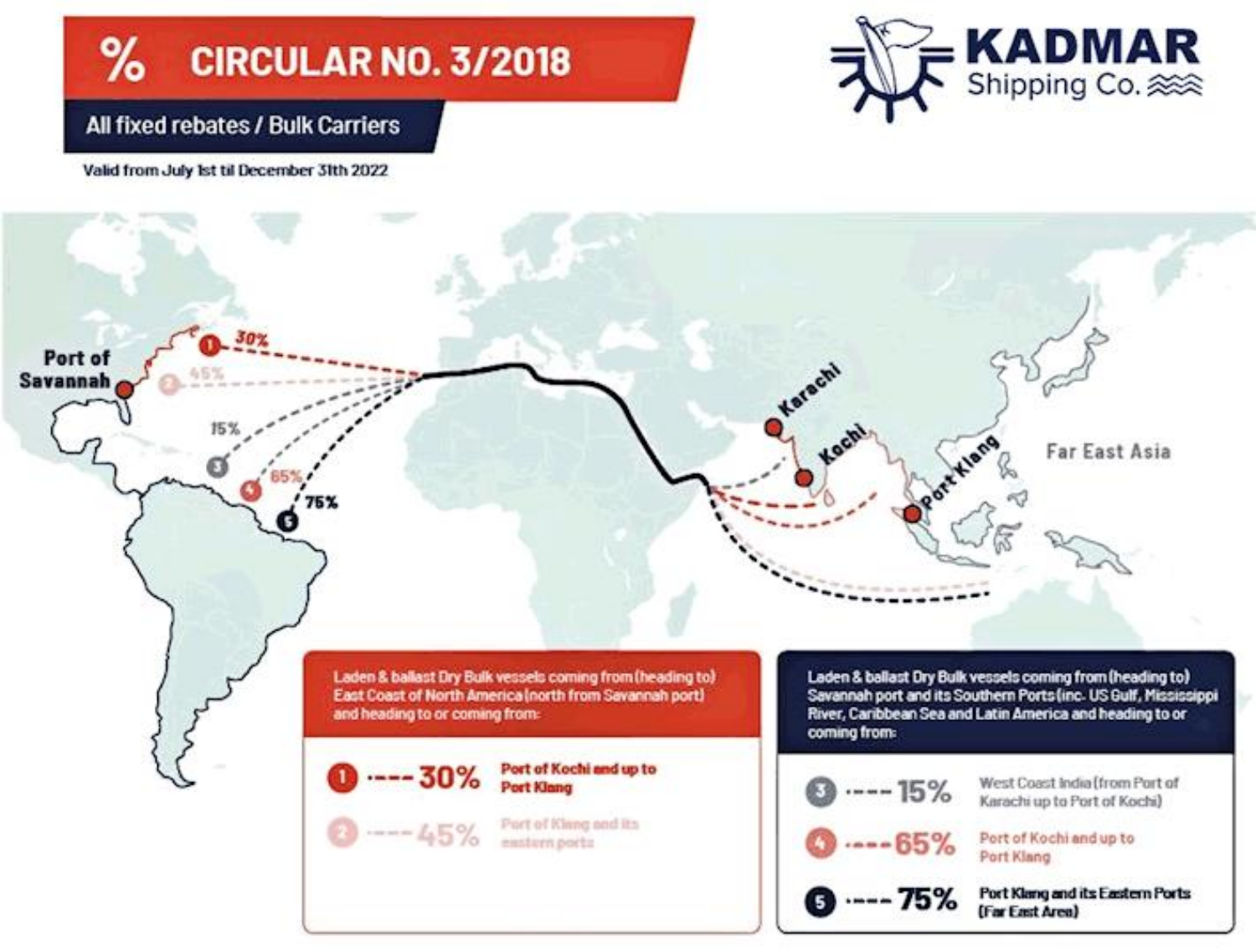# % CIRCULAR NO. 3/2018

## All fixed rebates / Bulk Carriers

Valid from July 1st til December 31th 2022

**KADMAR** Shipping Co.

Port of Savannah

Karachi

Kochi

Port Klang

Far East Asia

1 30%

2 45%

3 15%

4 65%

5 75%

### Laden & ballast Dry Bulk vessels coming from (heading to) East Coast of North America (north from Savannah port) and heading to or coming from:

1. ---- 30% Port of Kochi and up to Port Klang
2. ---- 45% Port of Klang and its eastern ports

### Laden & ballast Dry Bulk vessels coming from (heading to) Savannah port and its Southern Ports (inc. US Gulf, Mississippi River, Caribbean Sea and Latin America and heading to or coming from:

3. ---- 15% West Coast India (from Port of Karachi up to Port of Kochi)
4. ---- 65% Port of Kochi and up to Port Klang
5. ---- 75% Port Klang and its Eastern Ports (Far East Area)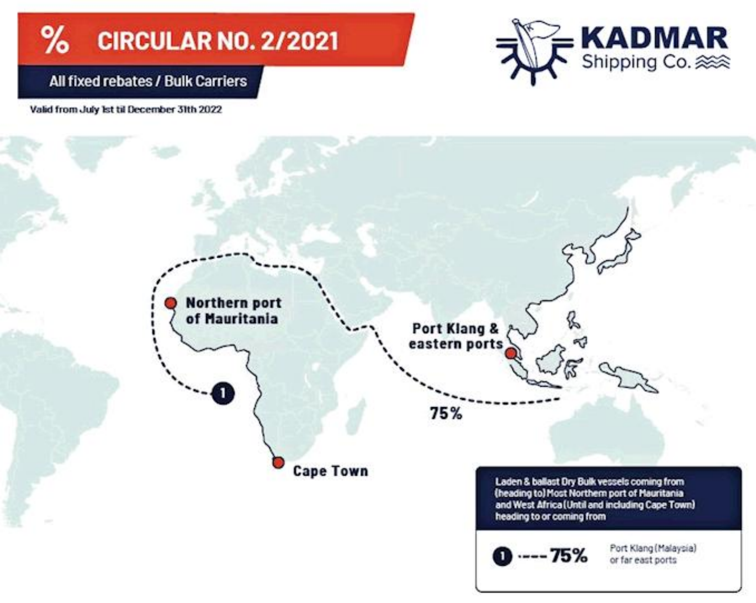# % CIRCULAR NO. 2/2021

**All fixed rebates / Bulk Carriers**

Valid from July 1st til December 31th 2022

**KADMAR** Shipping Co.

Northern port of Mauritania

Port Klang & eastern ports

Cape Town

1

75%

Laden & ballast Dry Bulk vessels coming from (heading to) Most Northern port of Mauritania and West Africa (Until and including Cape Town) heading to or coming from

| | | |
|---|---|---|
| 1 | ---- 75% | Port Klang (Malaysia) or far east ports |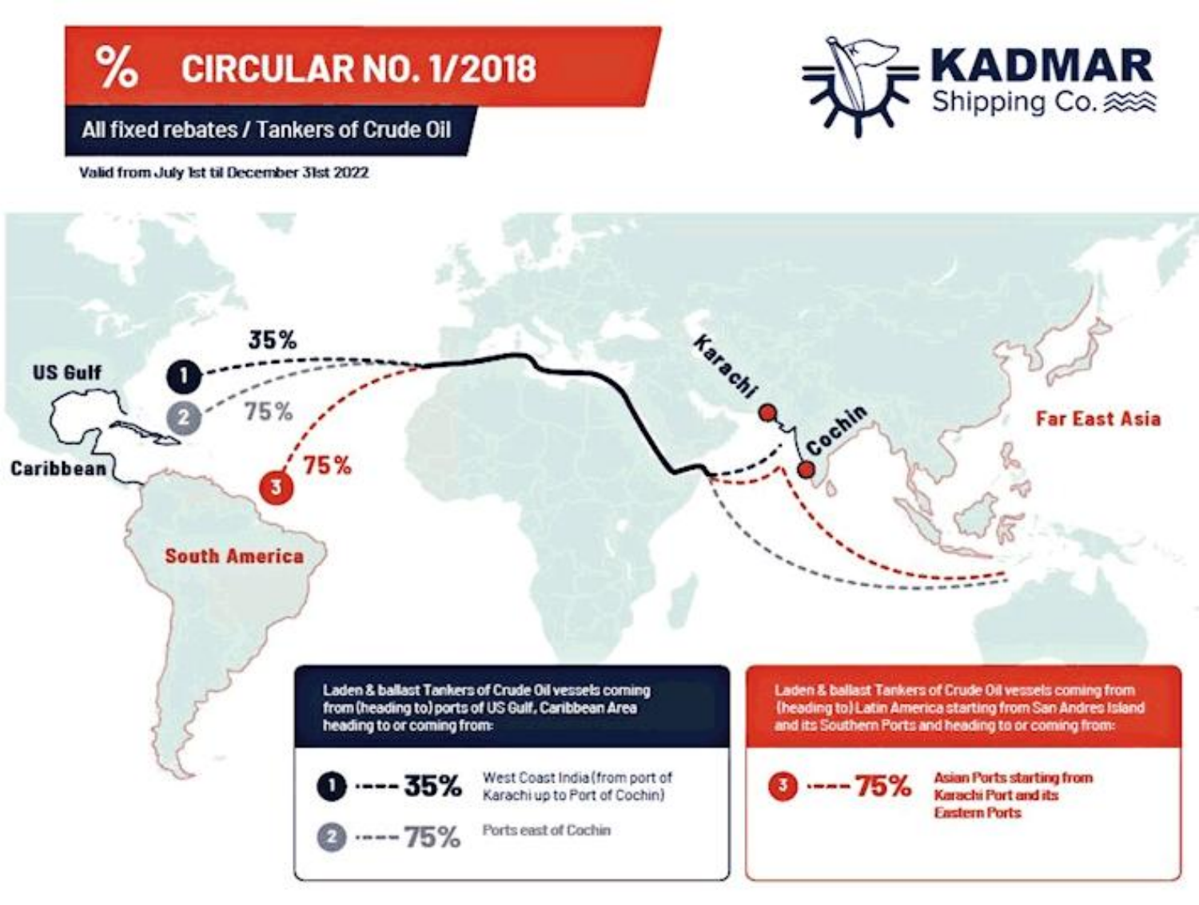# % CIRCULAR NO. 1/2018

## All fixed rebates / Tankers of Crude Oil

Valid from July 1st til December 31st 2022

**KADMAR** Shipping Co.

US Gulf

Caribbean

South America

Karachi

Cochin

Far East Asia

1 35%

2 75%

3 75%

**Laden & ballast Tankers of Crude Oil vessels coming from (heading to) ports of US Gulf, Caribbean Area heading to or coming from:**

- **1 ---- 35%** West Coast India (from port of Karachi up to Port of Cochin)
- **2 ---- 75%** Ports east of Cochin

**Laden & ballast Tankers of Crude Oil vessels coming from (heading to) Latin America starting from San Andres Island and its Southern Ports and heading to or coming from:**

- **3 ---- 75%** Asian Ports starting from Karachi Port and its Eastern Ports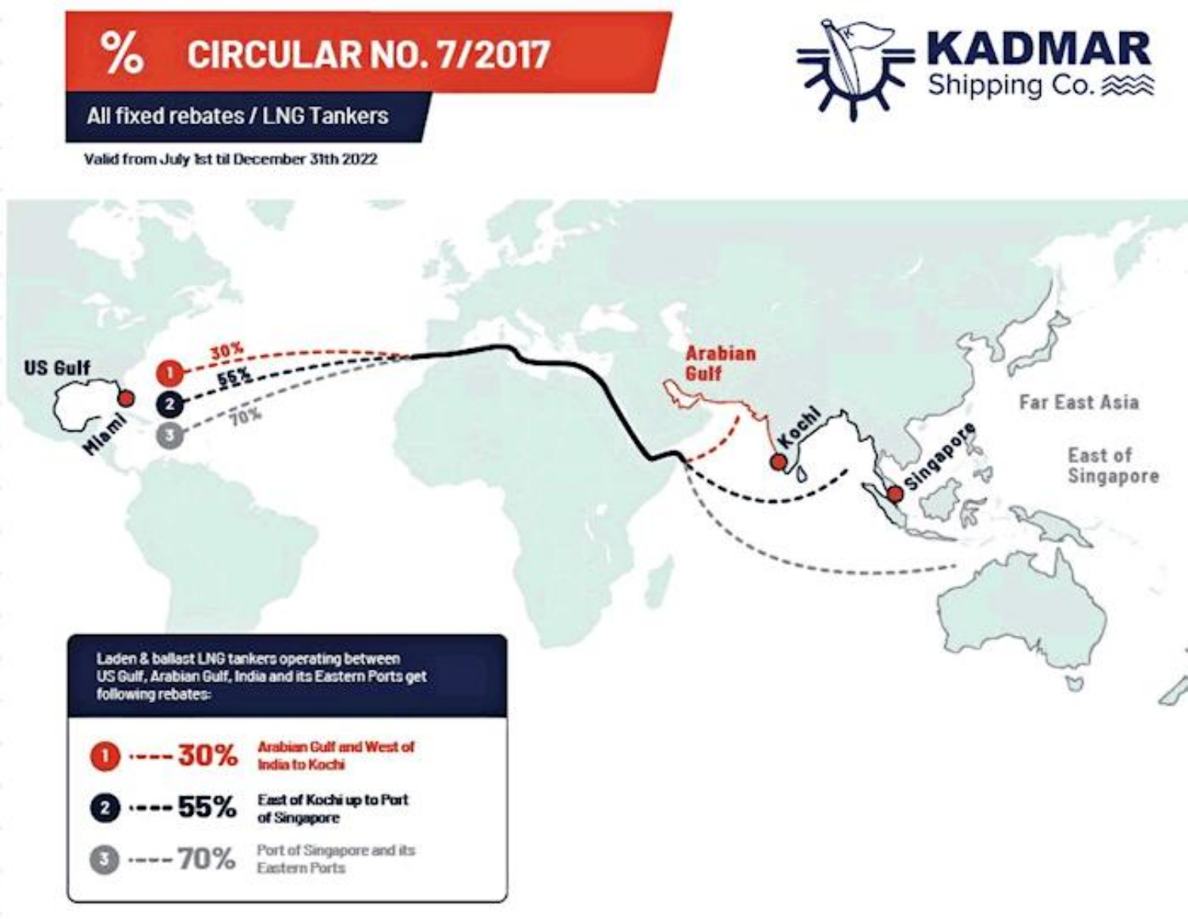# % CIRCULAR NO. 7/2017

## All fixed rebates / LNG Tankers

Valid from July 1st til December 31th 2022

**KADMAR** Shipping Co.

US Gulf

Miami

30%

55%

70%

Arabian Gulf

Kochi

Singapore

Far East Asia

East of Singapore

Laden & ballast LNG tankers operating between US Gulf, Arabian Gulf, India and its Eastern Ports get following rebates:

1. **30%** — Arabian Gulf and West of India to Kochi
2. **55%** — East of Kochi up to Port of Singapore
3. **70%** — Port of Singapore and its Eastern Ports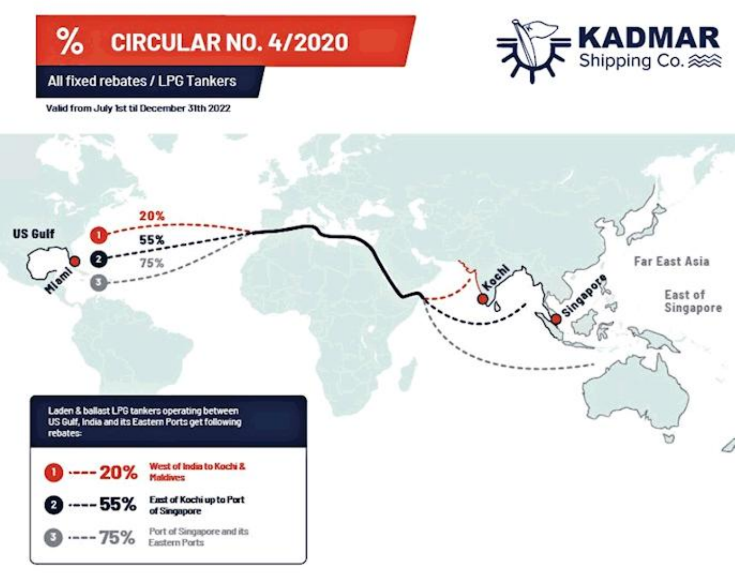# % CIRCULAR NO. 4/2020

## All fixed rebates / LPG Tankers

Valid from July 1st til December 31th 2022

**KADMAR** Shipping Co.

US Gulf

Miami

1 20%

2 55%

3 75%

Kochi

Singapore

Far East Asia

East of Singapore

Laden & ballast LPG tankers operating between US Gulf, India and its Eastern Ports get following rebates-

1 ---- 20% West of India to Kochi & Maldives

2 ---- 55% East of Kochi up to Port of Singapore

3 ---- 75% Port of Singapore and its Eastern Ports